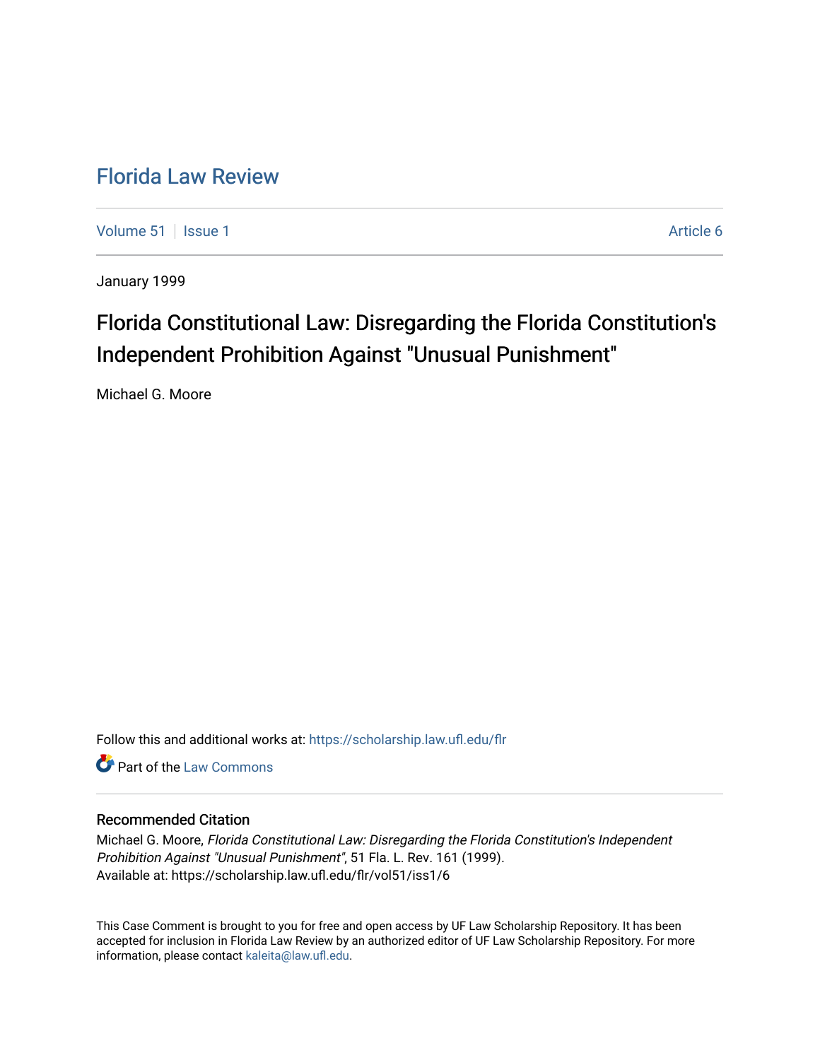# Florida Law Review

Volume 51 | Issue 1 Article 6

January 1999

## Florida Constitutional Law: Disregarding the Florida Constitution's Independent Prohibition Against "Unusual Punishment"

Michael G. Moore

Follow this and additional works at: https://scholarship.law.ufl.edu/flr

Part of the Law Commons

### Recommended Citation

Michael G. Moore, *Florida Constitutional Law: Disregarding the Florida Constitution's Independent Prohibition Against "Unusual Punishment"*, 51 Fla. L. Rev. 161 (1999).
Available at: https://scholarship.law.ufl.edu/flr/vol51/iss1/6

This Case Comment is brought to you for free and open access by UF Law Scholarship Repository. It has been accepted for inclusion in Florida Law Review by an authorized editor of UF Law Scholarship Repository. For more information, please contact kaleita@law.ufl.edu.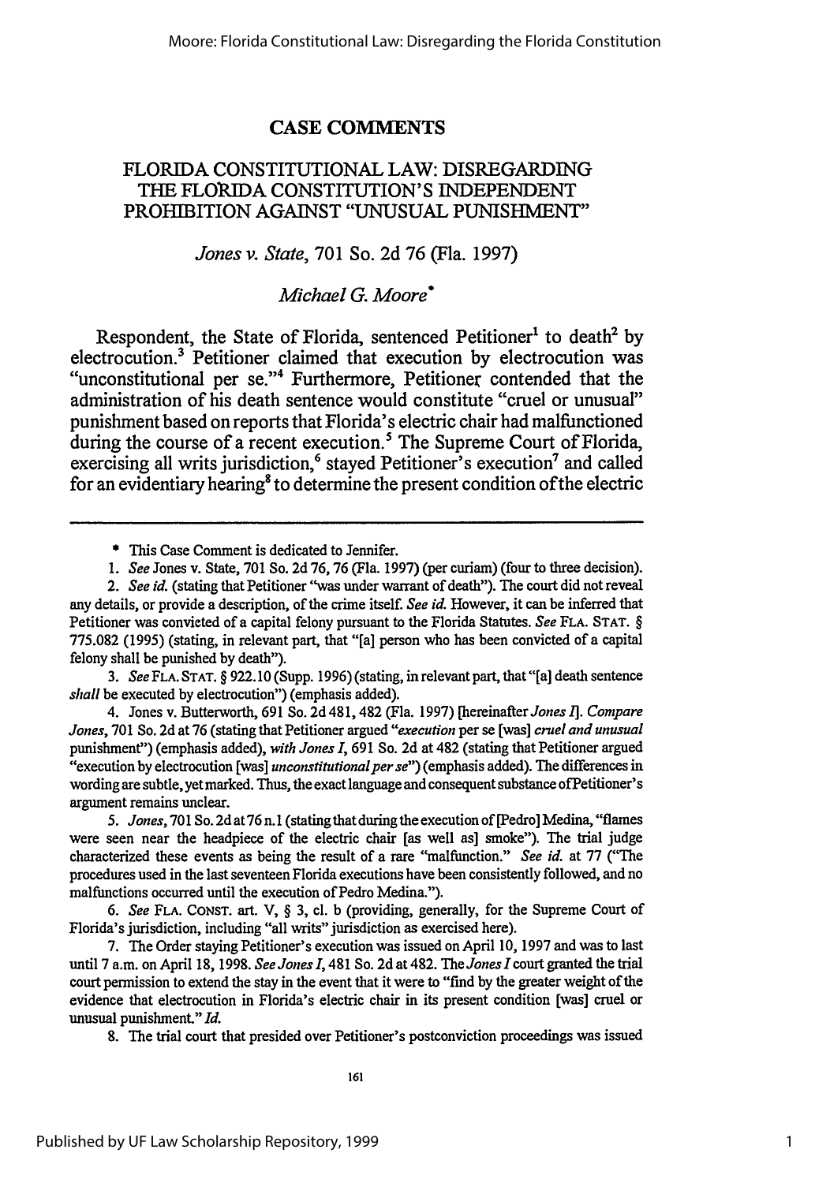## CASE COMMENTS

### FLORIDA CONSTITUTIONAL LAW: DISREGARDING THE FLORIDA CONSTITUTION'S INDEPENDENT PROHIBITION AGAINST "UNUSUAL PUNISHMENT"

*Jones v. State*, 701 So. 2d 76 (Fla. 1997)

*Michael G. Moore**

Respondent, the State of Florida, sentenced Petitioner[1] to death[2] by electrocution.[3] Petitioner claimed that execution by electrocution was "unconstitutional per se."[4] Furthermore, Petitioner contended that the administration of his death sentence would constitute "cruel or unusual" punishment based on reports that Florida's electric chair had malfunctioned during the course of a recent execution.[5] The Supreme Court of Florida, exercising all writs jurisdiction,[6] stayed Petitioner's execution[7] and called for an evidentiary hearing[8] to determine the present condition of the electric

---

\* This Case Comment is dedicated to Jennifer.

1. *See* Jones v. State, 701 So. 2d 76, 76 (Fla. 1997) (per curiam) (four to three decision).

2. *See id.* (stating that Petitioner "was under warrant of death"). The court did not reveal any details, or provide a description, of the crime itself. *See id.* However, it can be inferred that Petitioner was convicted of a capital felony pursuant to the Florida Statutes. *See* FLA. STAT. § 775.082 (1995) (stating, in relevant part, that "[a] person who has been convicted of a capital felony shall be punished by death").

3. *See* FLA. STAT. § 922.10 (Supp. 1996) (stating, in relevant part, that "[a] death sentence *shall* be executed by electrocution") (emphasis added).

4. Jones v. Butterworth, 691 So. 2d 481, 482 (Fla. 1997) [hereinafter *Jones I*]. *Compare Jones*, 701 So. 2d at 76 (stating that Petitioner argued "*execution* per se [was] *cruel and unusual* punishment") (emphasis added), *with Jones I*, 691 So. 2d at 482 (stating that Petitioner argued "execution by electrocution [was] *unconstitutional per se*") (emphasis added). The differences in wording are subtle, yet marked. Thus, the exact language and consequent substance of Petitioner's argument remains unclear.

5. *Jones*, 701 So. 2d at 76 n.1 (stating that during the execution of [Pedro] Medina, "flames were seen near the headpiece of the electric chair [as well as] smoke"). The trial judge characterized these events as being the result of a rare "malfunction." *See id.* at 77 ("The procedures used in the last seventeen Florida executions have been consistently followed, and no malfunctions occurred until the execution of Pedro Medina.").

6. *See* FLA. CONST. art. V, § 3, cl. b (providing, generally, for the Supreme Court of Florida's jurisdiction, including "all writs" jurisdiction as exercised here).

7. The Order staying Petitioner's execution was issued on April 10, 1997 and was to last until 7 a.m. on April 18, 1998. *See Jones I*, 481 So. 2d at 482. The *Jones I* court granted the trial court permission to extend the stay in the event that it were to "find by the greater weight of the evidence that electrocution in Florida's electric chair in its present condition [was] cruel or unusual punishment." *Id.*

8. The trial court that presided over Petitioner's postconviction proceedings was issued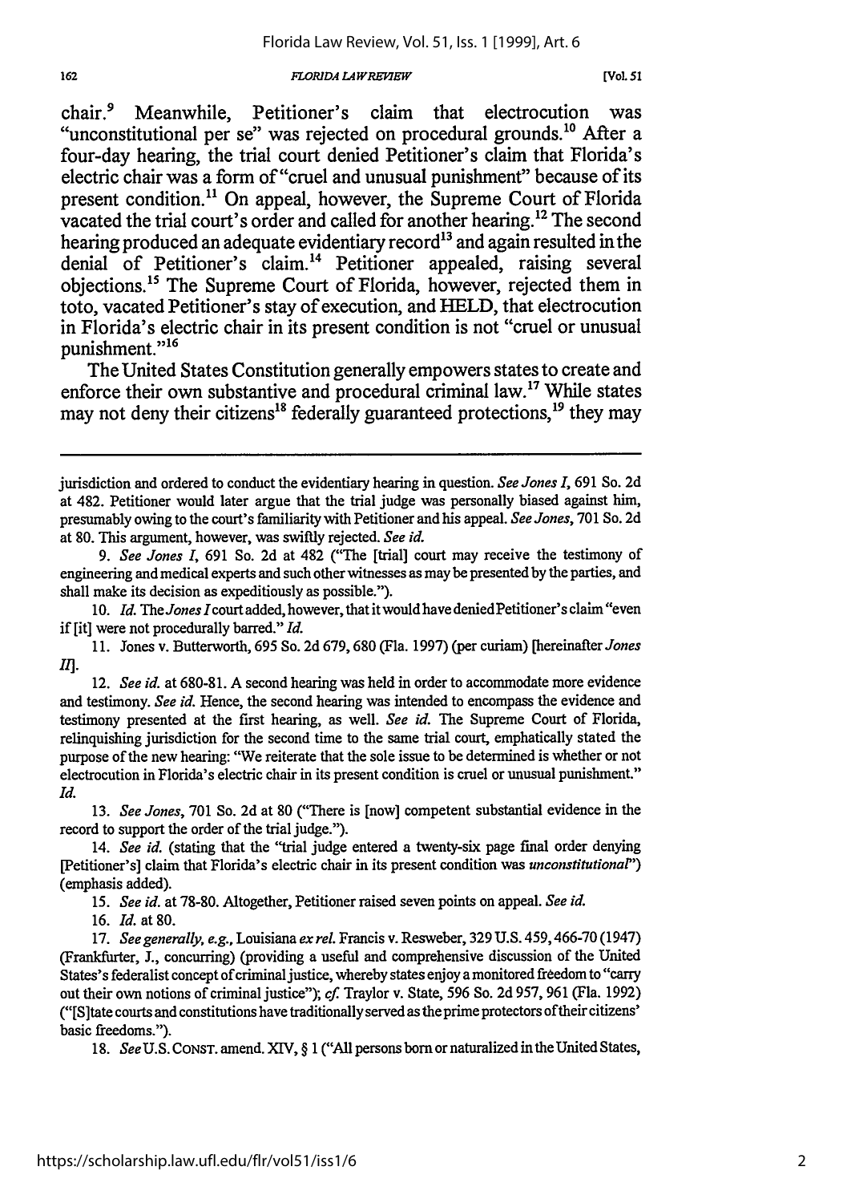chair.[9] Meanwhile, Petitioner's claim that electrocution was "unconstitutional per se" was rejected on procedural grounds.[10] After a four-day hearing, the trial court denied Petitioner's claim that Florida's electric chair was a form of "cruel and unusual punishment" because of its present condition.[11] On appeal, however, the Supreme Court of Florida vacated the trial court's order and called for another hearing.[12] The second hearing produced an adequate evidentiary record[13] and again resulted in the denial of Petitioner's claim.[14] Petitioner appealed, raising several objections.[15] The Supreme Court of Florida, however, rejected them in toto, vacated Petitioner's stay of execution, and HELD, that electrocution in Florida's electric chair in its present condition is not "cruel or unusual punishment."[16]

The United States Constitution generally empowers states to create and enforce their own substantive and procedural criminal law.[17] While states may not deny their citizens[18] federally guaranteed protections,[19] they may

---

jurisdiction and ordered to conduct the evidentiary hearing in question. *See Jones I*, 691 So. 2d at 482. Petitioner would later argue that the trial judge was personally biased against him, presumably owing to the court's familiarity with Petitioner and his appeal. *See Jones*, 701 So. 2d at 80. This argument, however, was swiftly rejected. *See id.*

9. *See Jones I*, 691 So. 2d at 482 ("The [trial] court may receive the testimony of engineering and medical experts and such other witnesses as may be presented by the parties, and shall make its decision as expeditiously as possible.").

10. *Id.* The *Jones I* court added, however, that it would have denied Petitioner's claim "even if [it] were not procedurally barred." *Id.*

11. Jones v. Butterworth, 695 So. 2d 679, 680 (Fla. 1997) (per curiam) [hereinafter *Jones II*].

12. *See id.* at 680-81. A second hearing was held in order to accommodate more evidence and testimony. *See id.* Hence, the second hearing was intended to encompass the evidence and testimony presented at the first hearing, as well. *See id.* The Supreme Court of Florida, relinquishing jurisdiction for the second time to the same trial court, emphatically stated the purpose of the new hearing: "We reiterate that the sole issue to be determined is whether or not electrocution in Florida's electric chair in its present condition is cruel or unusual punishment." *Id.*

13. *See Jones*, 701 So. 2d at 80 ("There is [now] competent substantial evidence in the record to support the order of the trial judge.").

14. *See id.* (stating that the "trial judge entered a twenty-six page final order denying [Petitioner's] claim that Florida's electric chair in its present condition was *unconstitutional*") (emphasis added).

15. *See id.* at 78-80. Altogether, Petitioner raised seven points on appeal. *See id.*

16. *Id.* at 80.

17. *See generally, e.g.*, Louisiana *ex rel.* Francis v. Resweber, 329 U.S. 459, 466-70 (1947) (Frankfurter, J., concurring) (providing a useful and comprehensive discussion of the United States's federalist concept of criminal justice, whereby states enjoy a monitored freedom to "carry out their own notions of criminal justice"); *cf.* Traylor v. State, 596 So. 2d 957, 961 (Fla. 1992) ("[S]tate courts and constitutions have traditionally served as the prime protectors of their citizens' basic freedoms.").

18. *See* U.S. CONST. amend. XIV, § 1 ("All persons born or naturalized in the United States,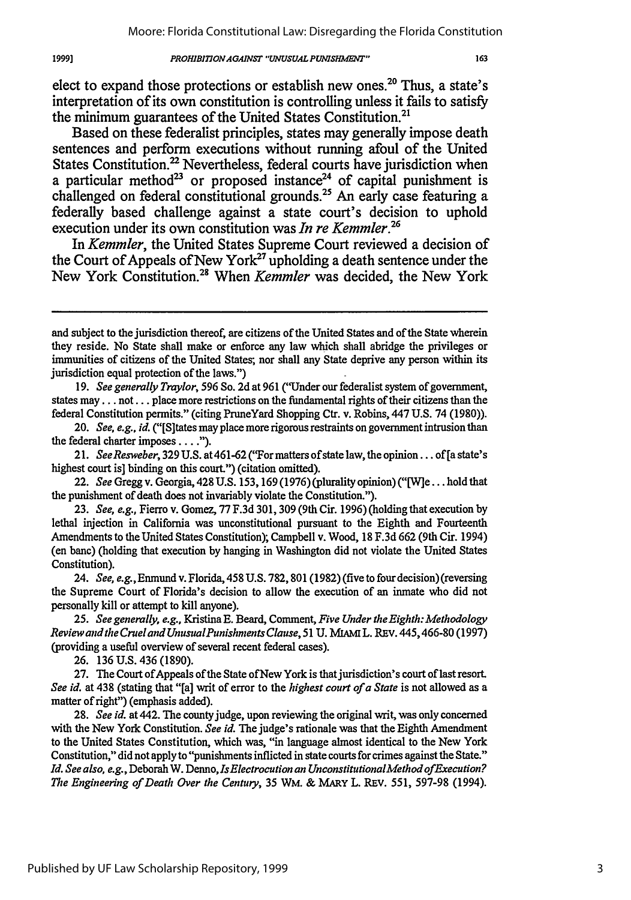elect to expand those protections or establish new ones.[20] Thus, a state's interpretation of its own constitution is controlling unless it fails to satisfy the minimum guarantees of the United States Constitution.[21]

Based on these federalist principles, states may generally impose death sentences and perform executions without running afoul of the United States Constitution.[22] Nevertheless, federal courts have jurisdiction when a particular method[23] or proposed instance[24] of capital punishment is challenged on federal constitutional grounds.[25] An early case featuring a federally based challenge against a state court's decision to uphold execution under its own constitution was *In re Kemmler*.[26]

In *Kemmler*, the United States Supreme Court reviewed a decision of the Court of Appeals of New York[27] upholding a death sentence under the New York Constitution.[28] When *Kemmler* was decided, the New York

---

and subject to the jurisdiction thereof, are citizens of the United States and of the State wherein they reside. No State shall make or enforce any law which shall abridge the privileges or immunities of citizens of the United States; nor shall any State deprive any person within its jurisdiction equal protection of the laws.")

19. *See generally Traylor*, 596 So. 2d at 961 ("Under our federalist system of government, states may . . . not . . . place more restrictions on the fundamental rights of their citizens than the federal Constitution permits." (citing PruneYard Shopping Ctr. v. Robins, 447 U.S. 74 (1980)).

20. *See, e.g., id.* ("[S]tates may place more rigorous restraints on government intrusion than the federal charter imposes . . . .").

21. *See Resweber*, 329 U.S. at 461-62 ("For matters of state law, the opinion . . . of [a state's highest court is] binding on this court.") (citation omitted).

22. *See* Gregg v. Georgia, 428 U.S. 153, 169 (1976) (plurality opinion) ("[W]e . . . hold that the punishment of death does not invariably violate the Constitution.").

23. *See, e.g.,* Fierro v. Gomez, 77 F.3d 301, 309 (9th Cir. 1996) (holding that execution by lethal injection in California was unconstitutional pursuant to the Eighth and Fourteenth Amendments to the United States Constitution); Campbell v. Wood, 18 F.3d 662 (9th Cir. 1994) (en banc) (holding that execution by hanging in Washington did not violate the United States Constitution).

24. *See, e.g.,* Enmund v. Florida, 458 U.S. 782, 801 (1982) (five to four decision) (reversing the Supreme Court of Florida's decision to allow the execution of an inmate who did not personally kill or attempt to kill anyone).

25. *See generally, e.g.,* Kristina E. Beard, Comment, *Five Under the Eighth: Methodology Review and the Cruel and Unusual Punishments Clause*, 51 U. MIAMI L. REV. 445, 466-80 (1997) (providing a useful overview of several recent federal cases).

26. 136 U.S. 436 (1890).

27. The Court of Appeals of the State of New York is that jurisdiction's court of last resort. *See id.* at 438 (stating that "[a] writ of error to the *highest court of a State* is not allowed as a matter of right") (emphasis added).

28. *See id.* at 442. The county judge, upon reviewing the original writ, was only concerned with the New York Constitution. *See id.* The judge's rationale was that the Eighth Amendment to the United States Constitution, which was, "in language almost identical to the New York Constitution," did not apply to "punishments inflicted in state courts for crimes against the State." *Id. See also, e.g.,* Deborah W. Denno, *Is Electrocution an Unconstitutional Method of Execution? The Engineering of Death Over the Century*, 35 WM. & MARY L. REV. 551, 597-98 (1994).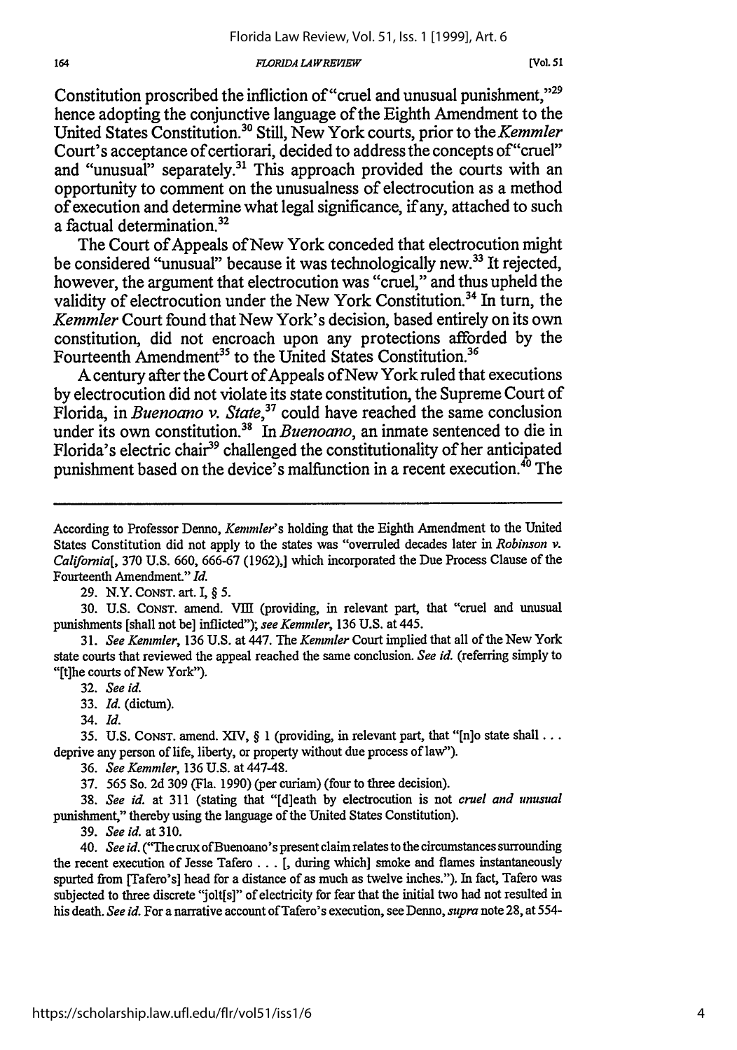Constitution proscribed the infliction of "cruel and unusual punishment,"[29] hence adopting the conjunctive language of the Eighth Amendment to the United States Constitution.[30] Still, New York courts, prior to the *Kemmler* Court's acceptance of certiorari, decided to address the concepts of "cruel" and "unusual" separately.[31] This approach provided the courts with an opportunity to comment on the unusualness of electrocution as a method of execution and determine what legal significance, if any, attached to such a factual determination.[32]

The Court of Appeals of New York conceded that electrocution might be considered "unusual" because it was technologically new.[33] It rejected, however, the argument that electrocution was "cruel," and thus upheld the validity of electrocution under the New York Constitution.[34] In turn, the *Kemmler* Court found that New York's decision, based entirely on its own constitution, did not encroach upon any protections afforded by the Fourteenth Amendment[35] to the United States Constitution.[36]

A century after the Court of Appeals of New York ruled that executions by electrocution did not violate its state constitution, the Supreme Court of Florida, in *Buenoano v. State*,[37] could have reached the same conclusion under its own constitution.[38] In *Buenoano*, an inmate sentenced to die in Florida's electric chair[39] challenged the constitutionality of her anticipated punishment based on the device's malfunction in a recent execution.[40] The

---

According to Professor Denno, *Kemmler*'s holding that the Eighth Amendment to the United States Constitution did not apply to the states was "overruled decades later in *Robinson v. California*[, 370 U.S. 660, 666-67 (1962),] which incorporated the Due Process Clause of the Fourteenth Amendment." *Id.*

29. N.Y. CONST. art. I, § 5.

30. U.S. CONST. amend. VIII (providing, in relevant part, that "cruel and unusual punishments [shall not be] inflicted"); *see Kemmler*, 136 U.S. at 445.

31. *See Kemmler*, 136 U.S. at 447. The *Kemmler* Court implied that all of the New York state courts that reviewed the appeal reached the same conclusion. *See id.* (referring simply to "[t]he courts of New York").

32. *See id.*

33. *Id.* (dictum).

34. *Id.*

35. U.S. CONST. amend. XIV, § 1 (providing, in relevant part, that "[n]o state shall . . . deprive any person of life, liberty, or property without due process of law").

36. *See Kemmler*, 136 U.S. at 447-48.

37. 565 So. 2d 309 (Fla. 1990) (per curiam) (four to three decision).

38. *See id.* at 311 (stating that "[d]eath by electrocution is not *cruel and unusual* punishment," thereby using the language of the United States Constitution).

39. *See id.* at 310.

40. *See id.* ("The crux of Buenoano's present claim relates to the circumstances surrounding the recent execution of Jesse Tafero . . . [, during which] smoke and flames instantaneously spurted from [Tafero's] head for a distance of as much as twelve inches."). In fact, Tafero was subjected to three discrete "jolt[s]" of electricity for fear that the initial two had not resulted in his death. *See id.* For a narrative account of Tafero's execution, see Denno, *supra* note 28, at 554-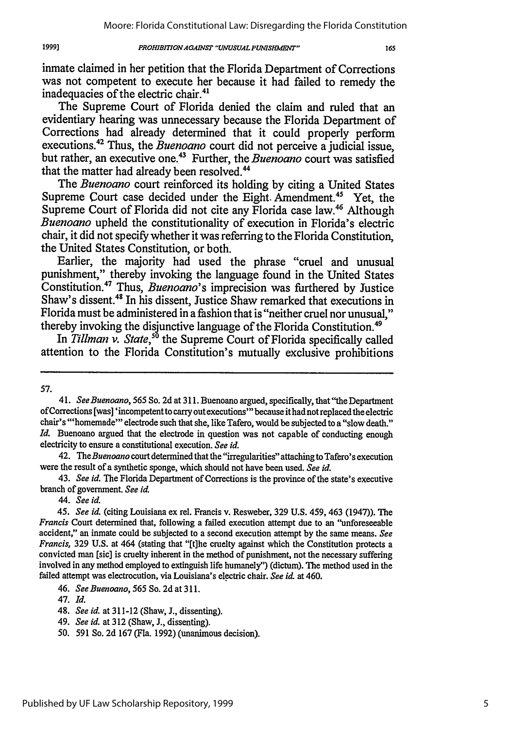inmate claimed in her petition that the Florida Department of Corrections was not competent to execute her because it had failed to remedy the inadequacies of the electric chair.[41]

The Supreme Court of Florida denied the claim and ruled that an evidentiary hearing was unnecessary because the Florida Department of Corrections had already determined that it could properly perform executions.[42] Thus, the *Buenoano* court did not perceive a judicial issue, but rather, an executive one.[43] Further, the *Buenoano* court was satisfied that the matter had already been resolved.[44]

The *Buenoano* court reinforced its holding by citing a United States Supreme Court case decided under the Eight. Amendment.[45] Yet, the Supreme Court of Florida did not cite any Florida case law.[46] Although *Buenoano* upheld the constitutionality of execution in Florida's electric chair, it did not specify whether it was referring to the Florida Constitution, the United States Constitution, or both.

Earlier, the majority had used the phrase "cruel and unusual punishment," thereby invoking the language found in the United States Constitution.[47] Thus, *Buenoano*'s imprecision was furthered by Justice Shaw's dissent.[48] In his dissent, Justice Shaw remarked that executions in Florida must be administered in a fashion that is "neither cruel nor unusual," thereby invoking the disjunctive language of the Florida Constitution.[49]

In *Tillman v. State*,[50] the Supreme Court of Florida specifically called attention to the Florida Constitution's mutually exclusive prohibitions

---

57.

41. *See Buenoano*, 565 So. 2d at 311. Buenoano argued, specifically, that "the Department of Corrections [was] 'incompetent to carry out executions'" because it had not replaced the electric chair's "'homemade'" electrode such that she, like Tafero, would be subjected to a "slow death." *Id.* Buenoano argued that the electrode in question was not capable of conducting enough electricity to ensure a constitutional execution. *See id.*

42. The *Buenoano* court determined that the "irregularities" attaching to Tafero's execution were the result of a synthetic sponge, which should not have been used. *See id.*

43. *See id.* The Florida Department of Corrections is the province of the state's executive branch of government. *See id.*

44. *See id.*

45. *See id.* (citing Louisiana ex rel. Francis v. Resweber, 329 U.S. 459, 463 (1947)). The *Francis* Court determined that, following a failed execution attempt due to an "unforeseeable accident," an inmate could be subjected to a second execution attempt by the same means. *See Francis*, 329 U.S. at 464 (stating that "[t]he cruelty against which the Constitution protects a convicted man [sic] is cruelty inherent in the method of punishment, not the necessary suffering involved in any method employed to extinguish life humanely") (dictum). The method used in the failed attempt was electrocution, via Louisiana's electric chair. *See id.* at 460.

46. *See Buenoano*, 565 So. 2d at 311.

47. *Id.*

48. *See id.* at 311-12 (Shaw, J., dissenting).

49. *See id.* at 312 (Shaw, J., dissenting).

50. 591 So. 2d 167 (Fla. 1992) (unanimous decision).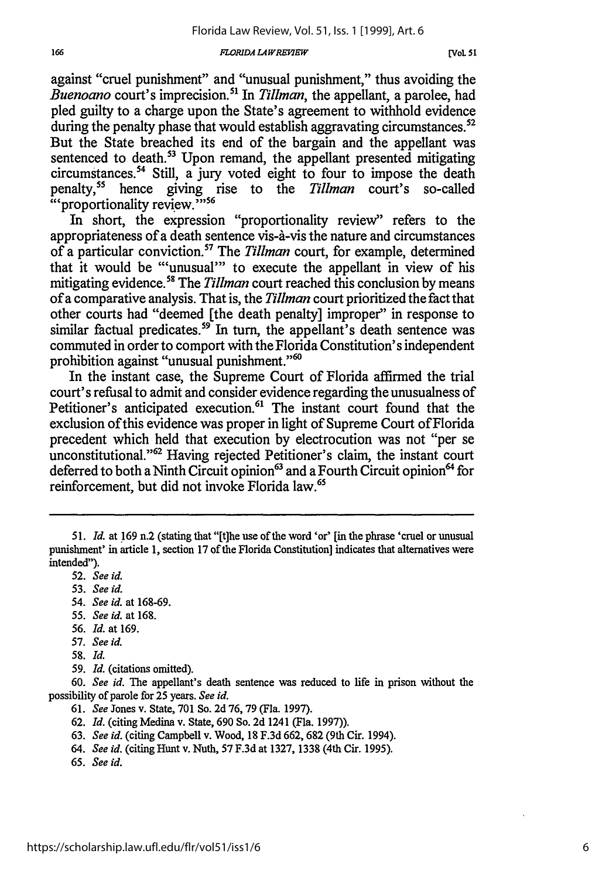against "cruel punishment" and "unusual punishment," thus avoiding the *Buenoano* court's imprecision.[51] In *Tillman*, the appellant, a parolee, had pled guilty to a charge upon the State's agreement to withhold evidence during the penalty phase that would establish aggravating circumstances.[52] But the State breached its end of the bargain and the appellant was sentenced to death.[53] Upon remand, the appellant presented mitigating circumstances.[54] Still, a jury voted eight to four to impose the death penalty,[55] hence giving rise to the *Tillman* court's so-called "'proportionality review.'"[56]

In short, the expression "proportionality review" refers to the appropriateness of a death sentence vis-à-vis the nature and circumstances of a particular conviction.[57] The *Tillman* court, for example, determined that it would be "'unusual'" to execute the appellant in view of his mitigating evidence.[58] The *Tillman* court reached this conclusion by means of a comparative analysis. That is, the *Tillman* court prioritized the fact that other courts had "deemed [the death penalty] improper" in response to similar factual predicates.[59] In turn, the appellant's death sentence was commuted in order to comport with the Florida Constitution's independent prohibition against "unusual punishment."[60]

In the instant case, the Supreme Court of Florida affirmed the trial court's refusal to admit and consider evidence regarding the unusualness of Petitioner's anticipated execution.[61] The instant court found that the exclusion of this evidence was proper in light of Supreme Court of Florida precedent which held that execution by electrocution was not "per se unconstitutional."[62] Having rejected Petitioner's claim, the instant court deferred to both a Ninth Circuit opinion[63] and a Fourth Circuit opinion[64] for reinforcement, but did not invoke Florida law.[65]

---

51. *Id.* at 169 n.2 (stating that "[t]he use of the word 'or' [in the phrase 'cruel or unusual punishment' in article 1, section 17 of the Florida Constitution] indicates that alternatives were intended").

52. *See id.*

53. *See id.*

54. *See id.* at 168-69.

55. *See id.* at 168.

56. *Id.* at 169.

57. *See id.*

58. *Id.*

59. *Id.* (citations omitted).

60. *See id.* The appellant's death sentence was reduced to life in prison without the possibility of parole for 25 years. *See id.*

61. *See* Jones v. State, 701 So. 2d 76, 79 (Fla. 1997).

62. *Id.* (citing Medina v. State, 690 So. 2d 1241 (Fla. 1997)).

63. *See id.* (citing Campbell v. Wood, 18 F.3d 662, 682 (9th Cir. 1994).

64. *See id.* (citing Hunt v. Nuth, 57 F.3d at 1327, 1338 (4th Cir. 1995).

65. *See id.*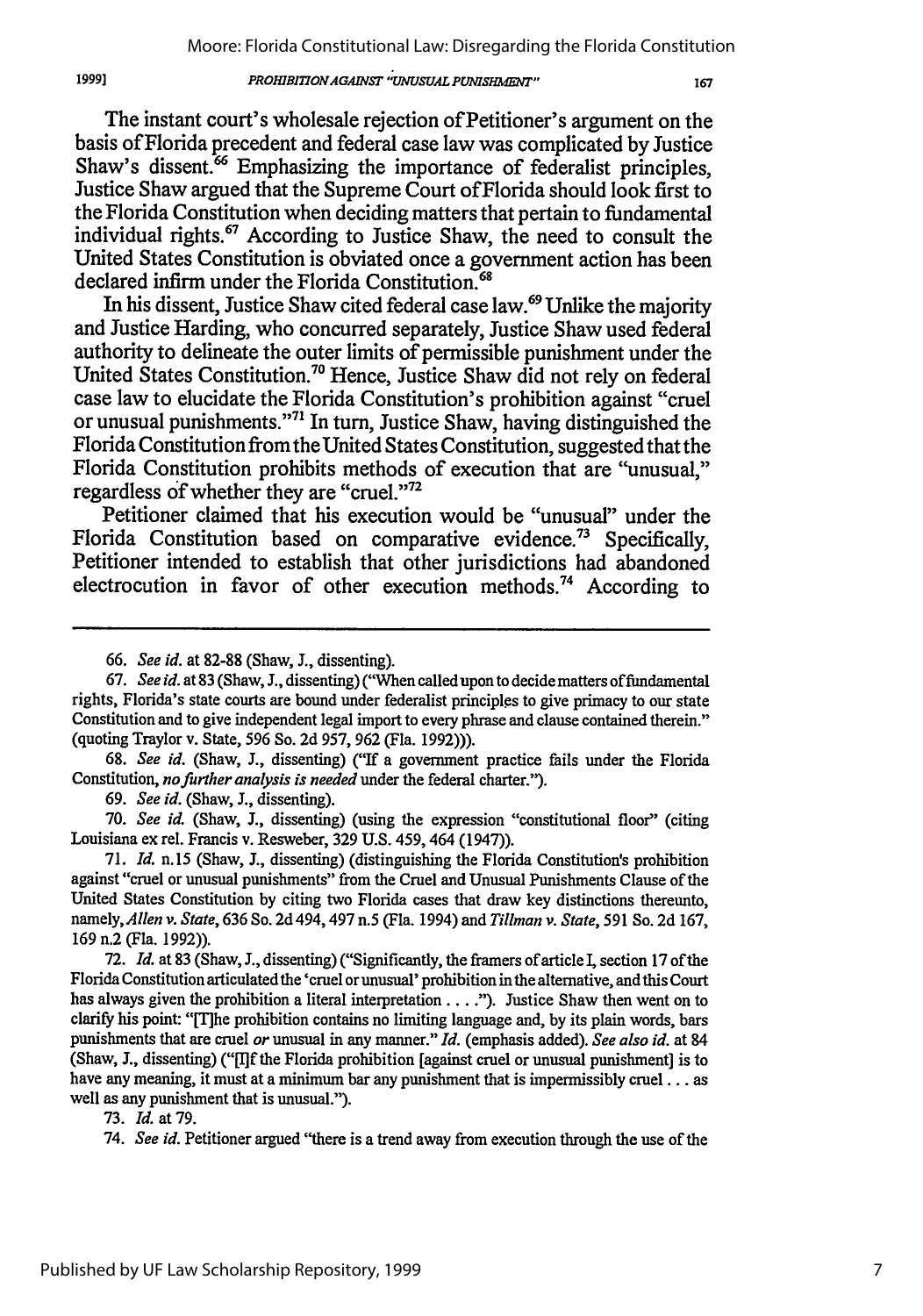The instant court's wholesale rejection of Petitioner's argument on the basis of Florida precedent and federal case law was complicated by Justice Shaw's dissent.[66] Emphasizing the importance of federalist principles, Justice Shaw argued that the Supreme Court of Florida should look first to the Florida Constitution when deciding matters that pertain to fundamental individual rights.[67] According to Justice Shaw, the need to consult the United States Constitution is obviated once a government action has been declared infirm under the Florida Constitution.[68]

In his dissent, Justice Shaw cited federal case law.[69] Unlike the majority and Justice Harding, who concurred separately, Justice Shaw used federal authority to delineate the outer limits of permissible punishment under the United States Constitution.[70] Hence, Justice Shaw did not rely on federal case law to elucidate the Florida Constitution's prohibition against "cruel or unusual punishments."[71] In turn, Justice Shaw, having distinguished the Florida Constitution from the United States Constitution, suggested that the Florida Constitution prohibits methods of execution that are "unusual," regardless of whether they are "cruel."[72]

Petitioner claimed that his execution would be "unusual" under the Florida Constitution based on comparative evidence.[73] Specifically, Petitioner intended to establish that other jurisdictions had abandoned electrocution in favor of other execution methods.[74] According to

---

66. *See id.* at 82-88 (Shaw, J., dissenting).

67. *See id.* at 83 (Shaw, J., dissenting) ("When called upon to decide matters of fundamental rights, Florida's state courts are bound under federalist principles to give primacy to our state Constitution and to give independent legal import to every phrase and clause contained therein." (quoting Traylor v. State, 596 So. 2d 957, 962 (Fla. 1992))).

68. *See id.* (Shaw, J., dissenting) ("If a government practice fails under the Florida Constitution, *no further analysis is needed* under the federal charter.").

69. *See id.* (Shaw, J., dissenting).

70. *See id.* (Shaw, J., dissenting) (using the expression "constitutional floor" (citing Louisiana ex rel. Francis v. Resweber, 329 U.S. 459, 464 (1947)).

71. *Id.* n.15 (Shaw, J., dissenting) (distinguishing the Florida Constitution's prohibition against "cruel or unusual punishments" from the Cruel and Unusual Punishments Clause of the United States Constitution by citing two Florida cases that draw key distinctions thereunto, namely, *Allen v. State*, 636 So. 2d 494, 497 n.5 (Fla. 1994) and *Tillman v. State*, 591 So. 2d 167, 169 n.2 (Fla. 1992)).

72. *Id.* at 83 (Shaw, J., dissenting) ("Significantly, the framers of article I, section 17 of the Florida Constitution articulated the 'cruel or unusual' prohibition in the alternative, and this Court has always given the prohibition a literal interpretation . . . ."). Justice Shaw then went on to clarify his point: "[T]he prohibition contains no limiting language and, by its plain words, bars punishments that are cruel *or* unusual in any manner." *Id.* (emphasis added). *See also id.* at 84 (Shaw, J., dissenting) ("[I]f the Florida prohibition [against cruel or unusual punishment] is to have any meaning, it must at a minimum bar any punishment that is impermissibly cruel . . . as well as any punishment that is unusual.").

73. *Id.* at 79.

74. *See id.* Petitioner argued "there is a trend away from execution through the use of the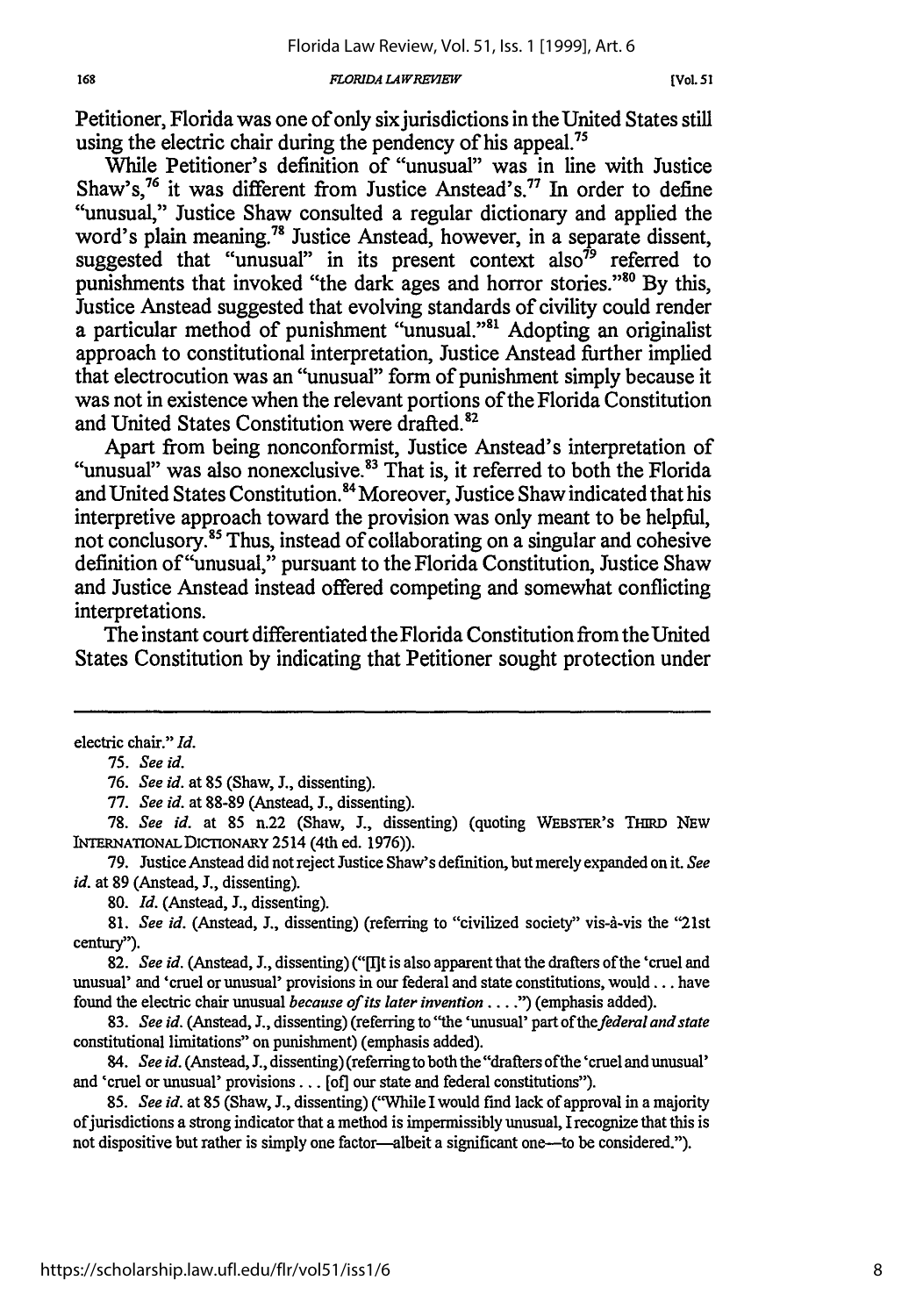Petitioner, Florida was one of only six jurisdictions in the United States still using the electric chair during the pendency of his appeal.[75]

While Petitioner's definition of "unusual" was in line with Justice Shaw's,[76] it was different from Justice Anstead's.[77] In order to define "unusual," Justice Shaw consulted a regular dictionary and applied the word's plain meaning.[78] Justice Anstead, however, in a separate dissent, suggested that "unusual" in its present context also[79] referred to punishments that invoked "the dark ages and horror stories."[80] By this, Justice Anstead suggested that evolving standards of civility could render a particular method of punishment "unusual."[81] Adopting an originalist approach to constitutional interpretation, Justice Anstead further implied that electrocution was an "unusual" form of punishment simply because it was not in existence when the relevant portions of the Florida Constitution and United States Constitution were drafted.[82]

Apart from being nonconformist, Justice Anstead's interpretation of "unusual" was also nonexclusive.[83] That is, it referred to both the Florida and United States Constitution.[84] Moreover, Justice Shaw indicated that his interpretive approach toward the provision was only meant to be helpful, not conclusory.[85] Thus, instead of collaborating on a singular and cohesive definition of "unusual," pursuant to the Florida Constitution, Justice Shaw and Justice Anstead instead offered competing and somewhat conflicting interpretations.

The instant court differentiated the Florida Constitution from the United States Constitution by indicating that Petitioner sought protection under

---

electric chair." *Id.*

75. *See id.*

76. *See id.* at 85 (Shaw, J., dissenting).

77. *See id.* at 88-89 (Anstead, J., dissenting).

78. *See id.* at 85 n.22 (Shaw, J., dissenting) (quoting WEBSTER'S THIRD NEW INTERNATIONAL DICTIONARY 2514 (4th ed. 1976)).

79. Justice Anstead did not reject Justice Shaw's definition, but merely expanded on it. *See id.* at 89 (Anstead, J., dissenting).

80. *Id.* (Anstead, J., dissenting).

81. *See id.* (Anstead, J., dissenting) (referring to "civilized society" vis-à-vis the "21st century").

82. *See id.* (Anstead, J., dissenting) ("[I]t is also apparent that the drafters of the 'cruel and unusual' and 'cruel or unusual' provisions in our federal and state constitutions, would . . . have found the electric chair unusual *because of its later invention* . . . .") (emphasis added).

83. *See id.* (Anstead, J., dissenting) (referring to "the 'unusual' part of the *federal and state* constitutional limitations" on punishment) (emphasis added).

84. *See id.* (Anstead, J., dissenting) (referring to both the "drafters of the 'cruel and unusual' and 'cruel or unusual' provisions . . . [of] our state and federal constitutions").

85. *See id.* at 85 (Shaw, J., dissenting) ("While I would find lack of approval in a majority of jurisdictions a strong indicator that a method is impermissibly unusual, I recognize that this is not dispositive but rather is simply one factor—albeit a significant one—to be considered.").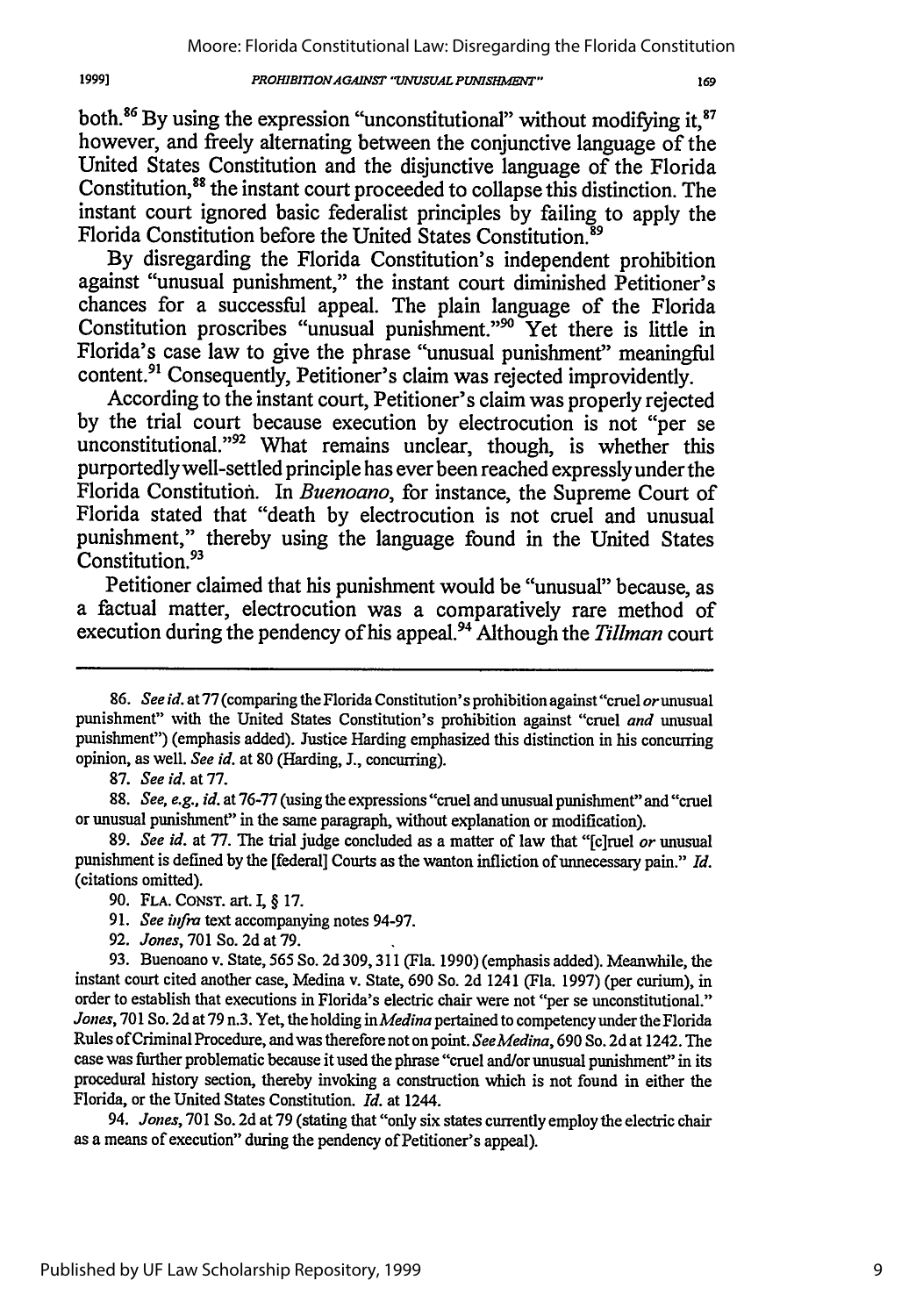both.[86] By using the expression "unconstitutional" without modifying it,[87] however, and freely alternating between the conjunctive language of the United States Constitution and the disjunctive language of the Florida Constitution,[88] the instant court proceeded to collapse this distinction. The instant court ignored basic federalist principles by failing to apply the Florida Constitution before the United States Constitution.[89]

By disregarding the Florida Constitution's independent prohibition against "unusual punishment," the instant court diminished Petitioner's chances for a successful appeal. The plain language of the Florida Constitution proscribes "unusual punishment."[90] Yet there is little in Florida's case law to give the phrase "unusual punishment" meaningful content.[91] Consequently, Petitioner's claim was rejected improvidently.

According to the instant court, Petitioner's claim was properly rejected by the trial court because execution by electrocution is not "per se unconstitutional."[92] What remains unclear, though, is whether this purportedly well-settled principle has ever been reached expressly under the Florida Constitution. In *Buenoano*, for instance, the Supreme Court of Florida stated that "death by electrocution is not cruel and unusual punishment," thereby using the language found in the United States Constitution.[93]

Petitioner claimed that his punishment would be "unusual" because, as a factual matter, electrocution was a comparatively rare method of execution during the pendency of his appeal.[94] Although the *Tillman* court

---

86. *See id.* at 77 (comparing the Florida Constitution's prohibition against "cruel *or* unusual punishment" with the United States Constitution's prohibition against "cruel *and* unusual punishment") (emphasis added). Justice Harding emphasized this distinction in his concurring opinion, as well. *See id.* at 80 (Harding, J., concurring).

87. *See id.* at 77.

88. *See, e.g., id.* at 76-77 (using the expressions "cruel and unusual punishment" and "cruel or unusual punishment" in the same paragraph, without explanation or modification).

89. *See id.* at 77. The trial judge concluded as a matter of law that "[c]ruel *or* unusual punishment is defined by the [federal] Courts as the wanton infliction of unnecessary pain." *Id.* (citations omitted).

90. FLA. CONST. art. I, § 17.

91. *See infra* text accompanying notes 94-97.

92. *Jones*, 701 So. 2d at 79.

93. Buenoano v. State, 565 So. 2d 309, 311 (Fla. 1990) (emphasis added). Meanwhile, the instant court cited another case, Medina v. State, 690 So. 2d 1241 (Fla. 1997) (per curium), in order to establish that executions in Florida's electric chair were not "per se unconstitutional." *Jones*, 701 So. 2d at 79 n.3. Yet, the holding in *Medina* pertained to competency under the Florida Rules of Criminal Procedure, and was therefore not on point. *See Medina*, 690 So. 2d at 1242. The case was further problematic because it used the phrase "cruel and/or unusual punishment" in its procedural history section, thereby invoking a construction which is not found in either the Florida, or the United States Constitution. *Id.* at 1244.

94. *Jones*, 701 So. 2d at 79 (stating that "only six states currently employ the electric chair as a means of execution" during the pendency of Petitioner's appeal).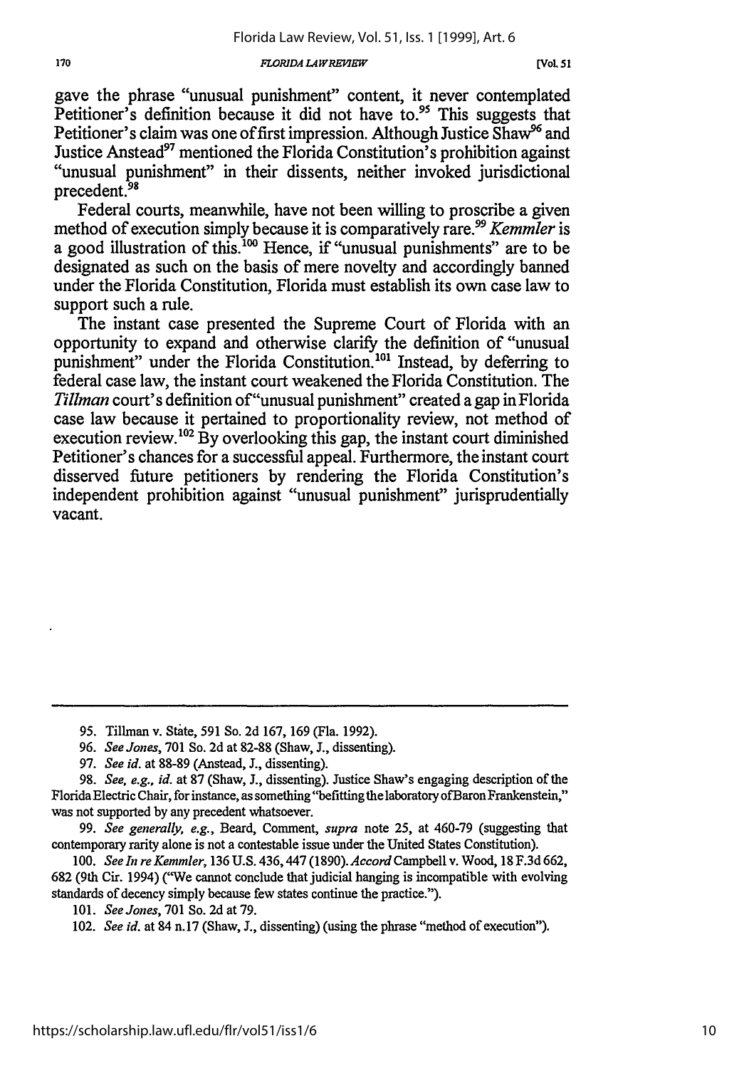gave the phrase "unusual punishment" content, it never contemplated Petitioner's definition because it did not have to.[95] This suggests that Petitioner's claim was one of first impression. Although Justice Shaw[96] and Justice Anstead[97] mentioned the Florida Constitution's prohibition against "unusual punishment" in their dissents, neither invoked jurisdictional precedent.[98]

Federal courts, meanwhile, have not been willing to proscribe a given method of execution simply because it is comparatively rare.[99] *Kemmler* is a good illustration of this.[100] Hence, if "unusual punishments" are to be designated as such on the basis of mere novelty and accordingly banned under the Florida Constitution, Florida must establish its own case law to support such a rule.

The instant case presented the Supreme Court of Florida with an opportunity to expand and otherwise clarify the definition of "unusual punishment" under the Florida Constitution.[101] Instead, by deferring to federal case law, the instant court weakened the Florida Constitution. The *Tillman* court's definition of "unusual punishment" created a gap in Florida case law because it pertained to proportionality review, not method of execution review.[102] By overlooking this gap, the instant court diminished Petitioner's chances for a successful appeal. Furthermore, the instant court disserved future petitioners by rendering the Florida Constitution's independent prohibition against "unusual punishment" jurisprudentially vacant.

---

95. Tillman v. State, 591 So. 2d 167, 169 (Fla. 1992).

96. *See Jones*, 701 So. 2d at 82-88 (Shaw, J., dissenting).

97. *See id.* at 88-89 (Anstead, J., dissenting).

98. *See, e.g., id.* at 87 (Shaw, J., dissenting). Justice Shaw's engaging description of the Florida Electric Chair, for instance, as something "befitting the laboratory of Baron Frankenstein," was not supported by any precedent whatsoever.

99. *See generally, e.g.*, Beard, Comment, *supra* note 25, at 460-79 (suggesting that contemporary rarity alone is not a contestable issue under the United States Constitution).

100. *See In re Kemmler*, 136 U.S. 436, 447 (1890). *Accord* Campbell v. Wood, 18 F.3d 662, 682 (9th Cir. 1994) ("We cannot conclude that judicial hanging is incompatible with evolving standards of decency simply because few states continue the practice.").

101. *See Jones*, 701 So. 2d at 79.

102. *See id.* at 84 n.17 (Shaw, J., dissenting) (using the phrase "method of execution").